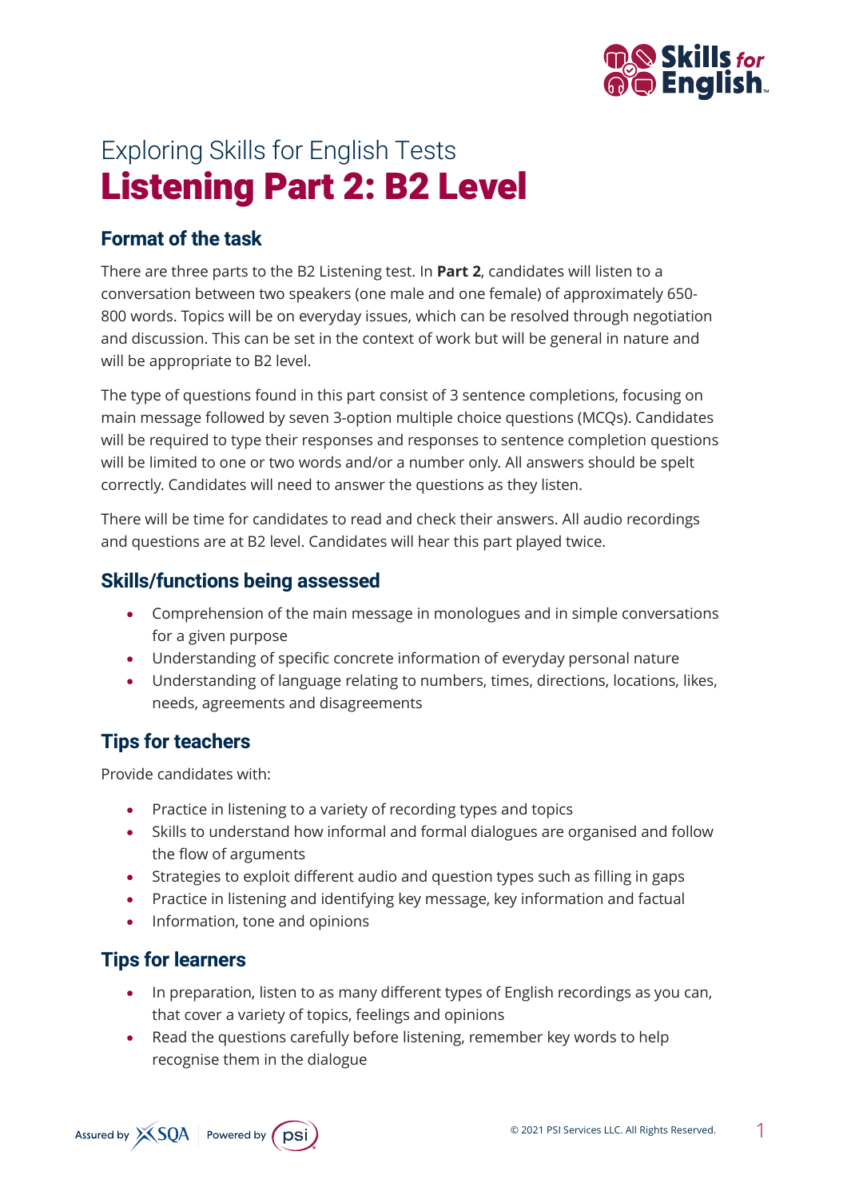Exploring Skills for English Tests

# Listening Part 2: B2 Level

## Format of the task

There are three parts to the B2 Listening test. In **Part 2**, candidates will listen to a conversation between two speakers (one male and one female) of approximately 650-800 words. Topics will be on everyday issues, which can be resolved through negotiation and discussion. This can be set in the context of work but will be general in nature and will be appropriate to B2 level.

The type of questions found in this part consist of 3 sentence completions, focusing on main message followed by seven 3-option multiple choice questions (MCQs). Candidates will be required to type their responses and responses to sentence completion questions will be limited to one or two words and/or a number only. All answers should be spelt correctly. Candidates will need to answer the questions as they listen.

There will be time for candidates to read and check their answers. All audio recordings and questions are at B2 level. Candidates will hear this part played twice.

## Skills/functions being assessed

- Comprehension of the main message in monologues and in simple conversations for a given purpose
- Understanding of specific concrete information of everyday personal nature
- Understanding of language relating to numbers, times, directions, locations, likes, needs, agreements and disagreements

## Tips for teachers

Provide candidates with:

- Practice in listening to a variety of recording types and topics
- Skills to understand how informal and formal dialogues are organised and follow the flow of arguments
- Strategies to exploit different audio and question types such as filling in gaps
- Practice in listening and identifying key message, key information and factual
- Information, tone and opinions

## Tips for learners

- In preparation, listen to as many different types of English recordings as you can, that cover a variety of topics, feelings and opinions
- Read the questions carefully before listening, remember key words to help recognise them in the dialogue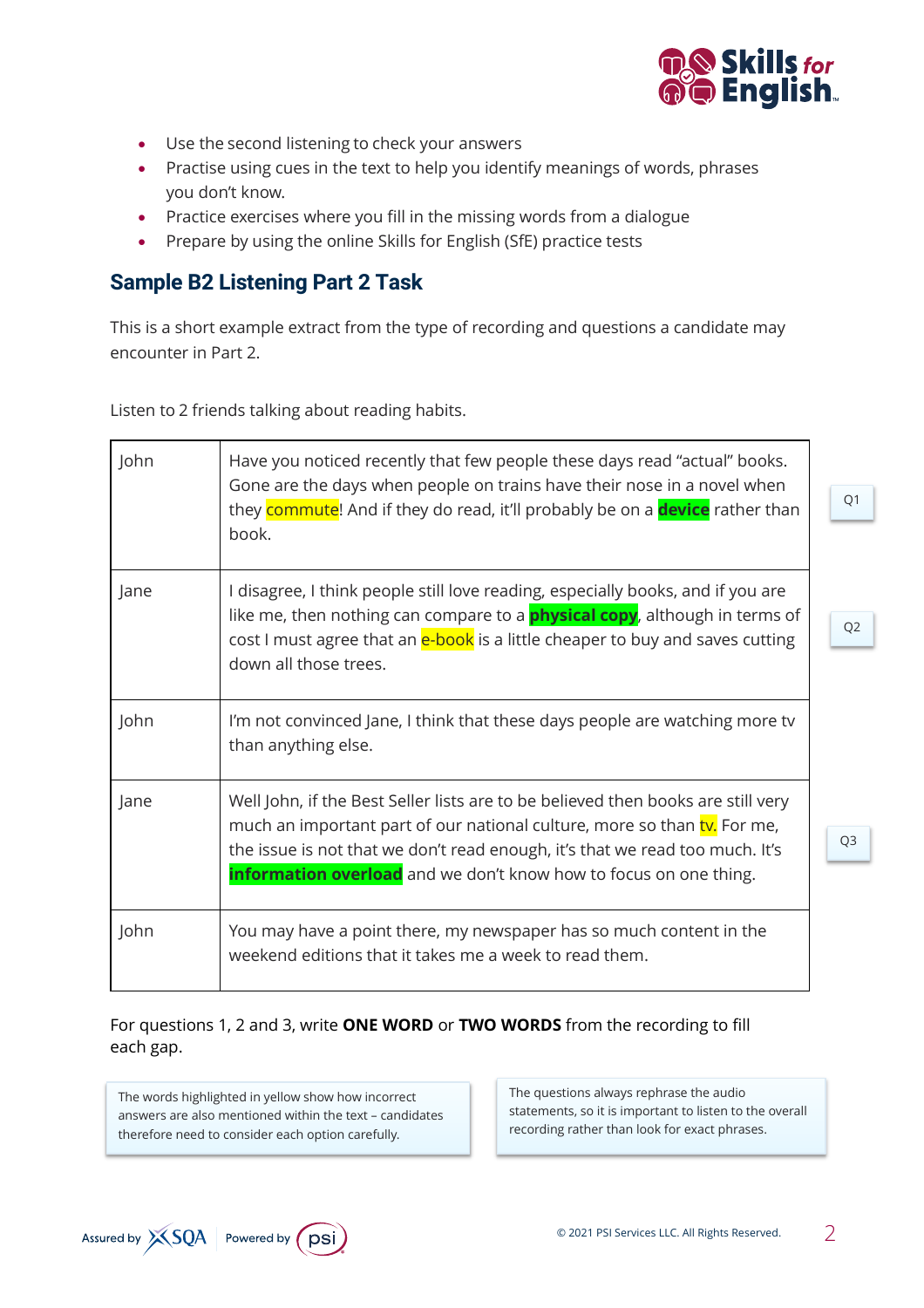- Use the second listening to check your answers
- Practise using cues in the text to help you identify meanings of words, phrases you don't know.
- Practice exercises where you fill in the missing words from a dialogue
- Prepare by using the online Skills for English (SfE) practice tests

## Sample B2 Listening Part 2 Task

This is a short example extract from the type of recording and questions a candidate may encounter in Part 2.

Listen to 2 friends talking about reading habits.

| Speaker | Dialogue | Question |
|---|---|---|
| John | Have you noticed recently that few people these days read "actual" books. Gone are the days when people on trains have their nose in a novel when they commute! And if they do read, it'll probably be on a **device** rather than book. | Q1 |
| Jane | I disagree, I think people still love reading, especially books, and if you are like me, then nothing can compare to a **physical copy**, although in terms of cost I must agree that an e-book is a little cheaper to buy and saves cutting down all those trees. | Q2 |
| John | I'm not convinced Jane, I think that these days people are watching more tv than anything else. | |
| Jane | Well John, if the Best Seller lists are to be believed then books are still very much an important part of our national culture, more so than tv. For me, the issue is not that we don't read enough, it's that we read too much. It's **information overload** and we don't know how to focus on one thing. | Q3 |
| John | You may have a point there, my newspaper has so much content in the weekend editions that it takes me a week to read them. | |

For questions 1, 2 and 3, write **ONE WORD** or **TWO WORDS** from the recording to fill each gap.

The words highlighted in yellow show how incorrect answers are also mentioned within the text – candidates therefore need to consider each option carefully.

The questions always rephrase the audio statements, so it is important to listen to the overall recording rather than look for exact phrases.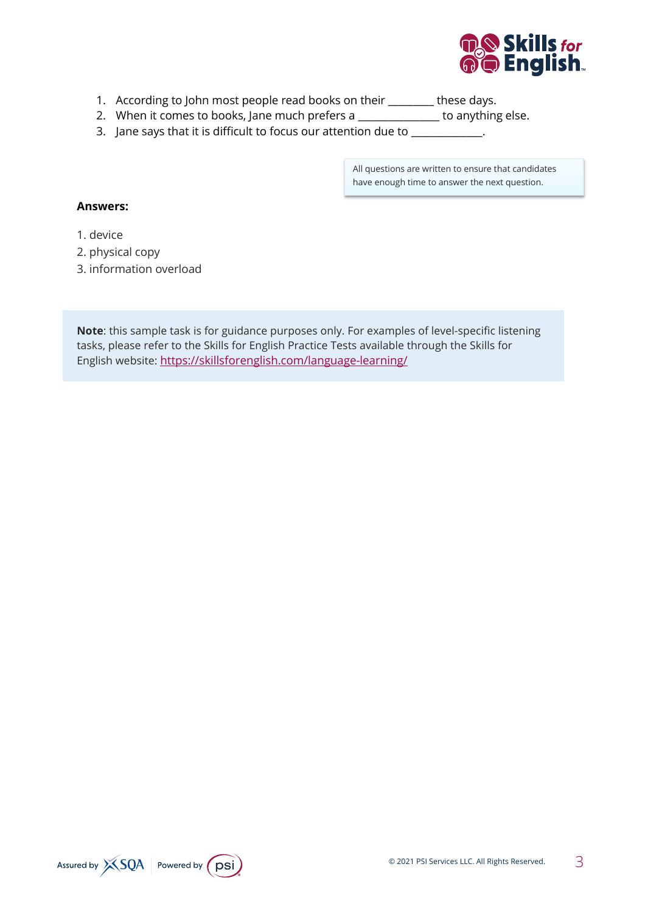1. According to John most people read books on their ________ these days.
2. When it comes to books, Jane much prefers a ______________ to anything else.
3. Jane says that it is difficult to focus our attention due to _____________.

All questions are written to ensure that candidates have enough time to answer the next question.

**Answers:**

1. device
2. physical copy
3. information overload

**Note**: this sample task is for guidance purposes only. For examples of level-specific listening tasks, please refer to the Skills for English Practice Tests available through the Skills for English website: https://skillsforenglish.com/language-learning/